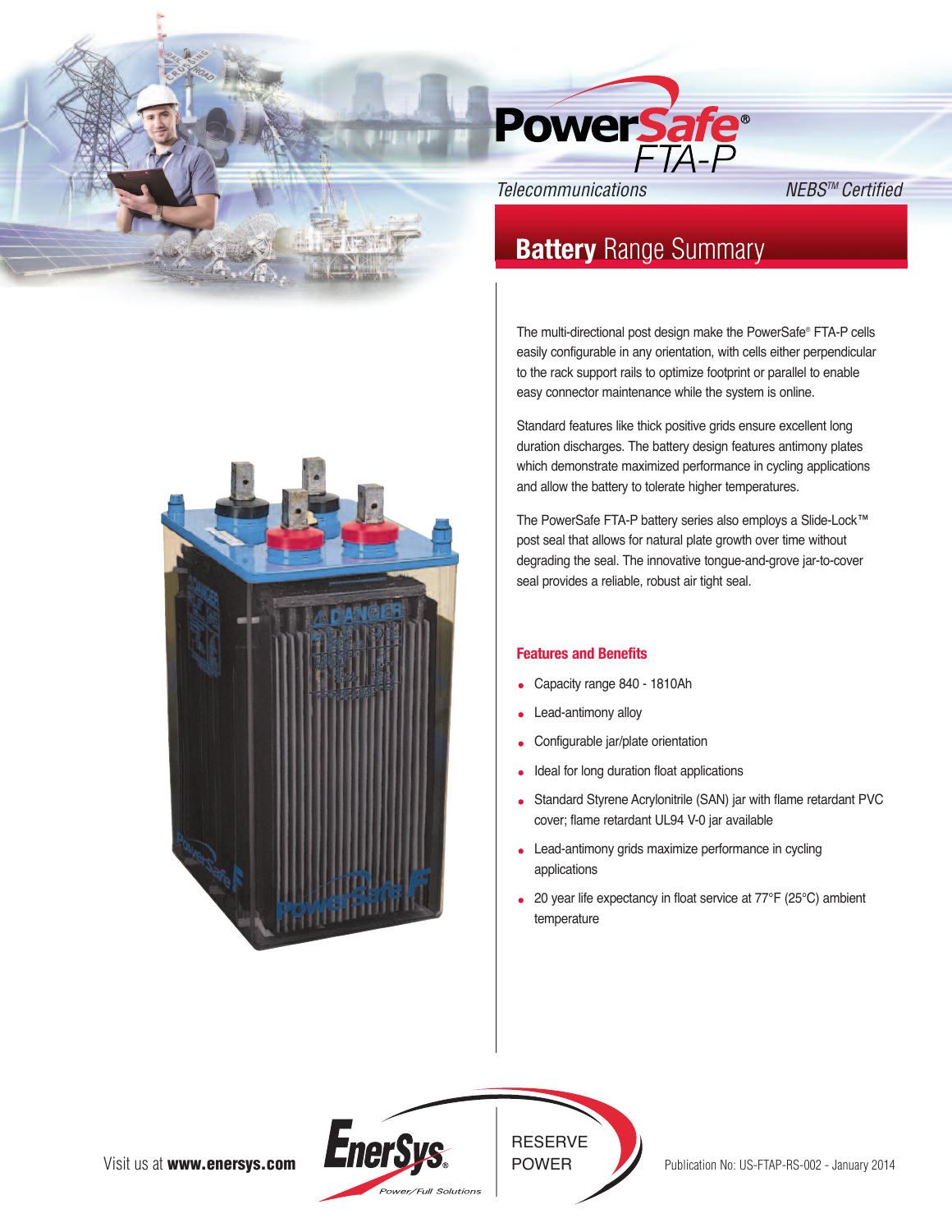# PowerSafe® FTA-P

*Telecommunications*

*NEBS™ Certified*

## Battery Range Summary

The multi-directional post design make the PowerSafe® FTA-P cells easily configurable in any orientation, with cells either perpendicular to the rack support rails to optimize footprint or parallel to enable easy connector maintenance while the system is online.

Standard features like thick positive grids ensure excellent long duration discharges. The battery design features antimony plates which demonstrate maximized performance in cycling applications and allow the battery to tolerate higher temperatures.

The PowerSafe FTA-P battery series also employs a Slide-Lock™ post seal that allows for natural plate growth over time without degrading the seal. The innovative tongue-and-grove jar-to-cover seal provides a reliable, robust air tight seal.

### Features and Benefits

- Capacity range 840 - 1810Ah
- Lead-antimony alloy
- Configurable jar/plate orientation
- Ideal for long duration float applications
- Standard Styrene Acrylonitrile (SAN) jar with flame retardant PVC cover; flame retardant UL94 V-0 jar available
- Lead-antimony grids maximize performance in cycling applications
- 20 year life expectancy in float service at 77°F (25°C) ambient temperature

Visit us at **www.enersys.com**

EnerSys® Power/Full Solutions

RESERVE POWER

Publication No: US-FTAP-RS-002 - January 2014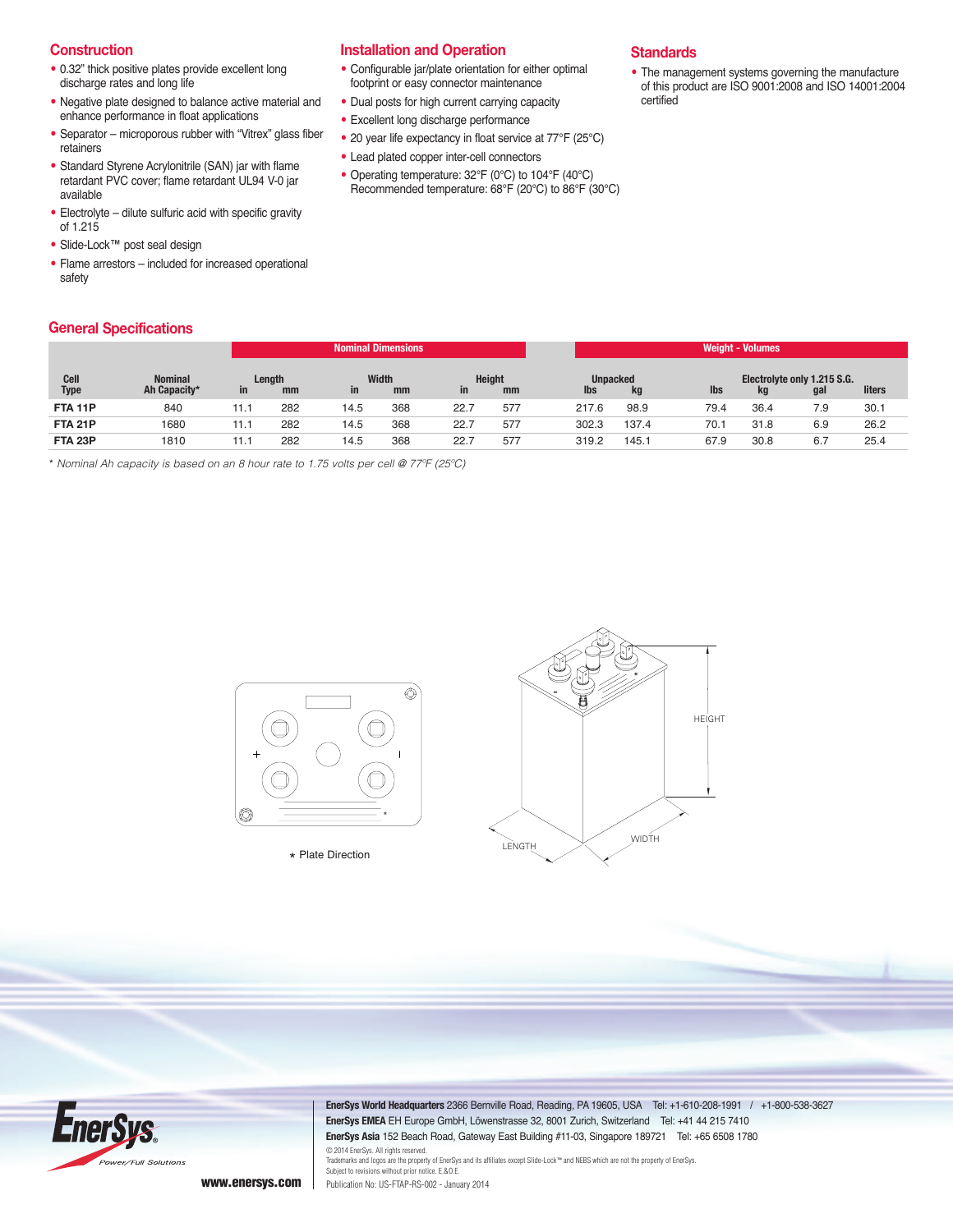## Construction

- 0.32" thick positive plates provide excellent long discharge rates and long life
- Negative plate designed to balance active material and enhance performance in float applications
- Separator – microporous rubber with "Vitrex" glass fiber retainers
- Standard Styrene Acrylonitrile (SAN) jar with flame retardant PVC cover; flame retardant UL94 V-0 jar available
- Electrolyte – dilute sulfuric acid with specific gravity of 1.215
- Slide-Lock™ post seal design
- Flame arrestors – included for increased operational safety

## Installation and Operation

- Configurable jar/plate orientation for either optimal footprint or easy connector maintenance
- Dual posts for high current carrying capacity
- Excellent long discharge performance
- 20 year life expectancy in float service at 77°F (25°C)
- Lead plated copper inter-cell connectors
- Operating temperature: 32°F (0°C) to 104°F (40°C) Recommended temperature: 68°F (20°C) to 86°F (30°C)

## Standards

- The management systems governing the manufacture of this product are ISO 9001:2008 and ISO 14001:2004 certified

## General Specifications

| Cell Type | Nominal Ah Capacity* | Nominal Dimensions | | | | | | Weight - Volumes | | | | | |
|---|---|---|---|---|---|---|---|---|---|---|---|---|---|
| | | Length | | Width | | Height | | Unpacked | | Electrolyte only 1.215 S.G. | | | |
| | | in | mm | in | mm | in | mm | lbs | kg | lbs | kg | gal | liters |
| **FTA 11P** | 840 | 11.1 | 282 | 14.5 | 368 | 22.7 | 577 | 217.6 | 98.9 | 79.4 | 36.4 | 7.9 | 30.1 |
| **FTA 21P** | 1680 | 11.1 | 282 | 14.5 | 368 | 22.7 | 577 | 302.3 | 137.4 | 70.1 | 31.8 | 6.9 | 26.2 |
| **FTA 23P** | 1810 | 11.1 | 282 | 14.5 | 368 | 22.7 | 577 | 319.2 | 145.1 | 67.9 | 30.8 | 6.7 | 25.4 |

*\* Nominal Ah capacity is based on an 8 hour rate to 1.75 volts per cell @ 77°F (25°C)*

+

\* Plate Direction

HEIGHT

LENGTH

WIDTH

**EnerSys World Headquarters** 2366 Bernville Road, Reading, PA 19605, USA Tel: +1-610-208-1991 / +1-800-538-3627
**EnerSys EMEA** EH Europe GmbH, Löwenstrasse 32, 8001 Zurich, Switzerland Tel: +41 44 215 7410
**EnerSys Asia** 152 Beach Road, Gateway East Building #11-03, Singapore 189721 Tel: +65 6508 1780

© 2014 EnerSys. All rights reserved.
Trademarks and logos are the property of EnerSys and its affiliates except Slide-Lock™ and NEBS which are not the property of EnerSys.
Subject to revisions without prior notice. E.&O.E.

**www.enersys.com**

Publication No: US-FTAP-RS-002 - January 2014